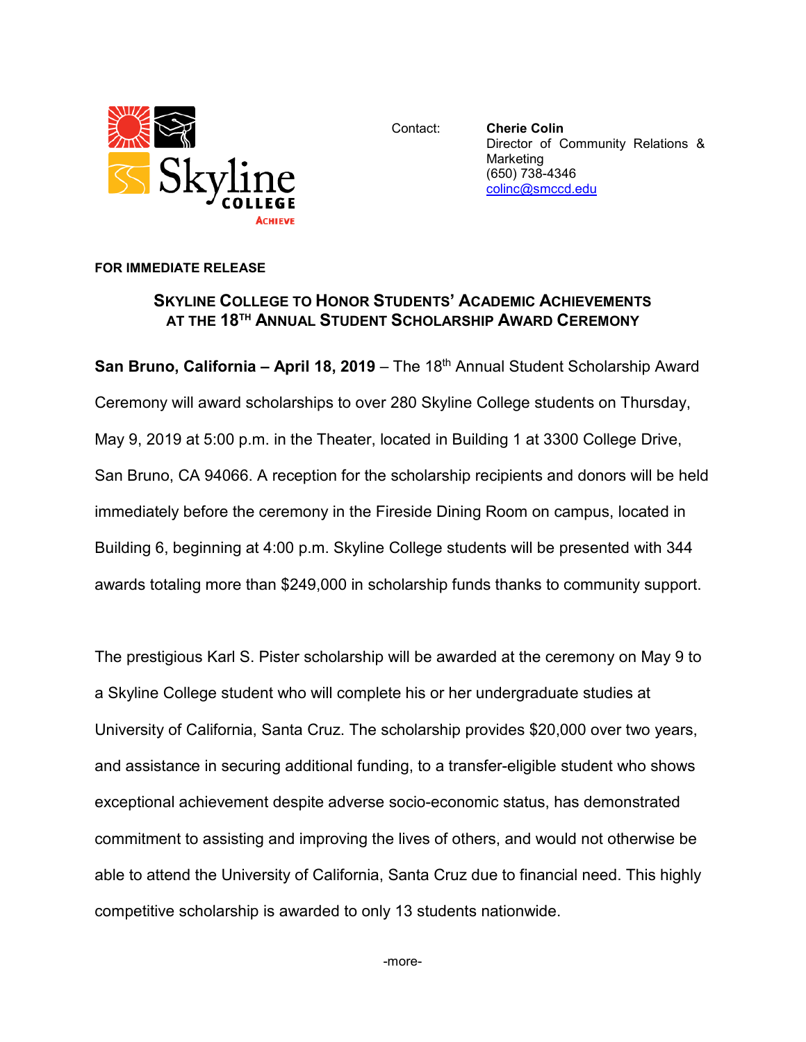Contact: **Cherie Colin**
Director of Community Relations & Marketing
(650) 738-4346
colinc@smccd.edu

**FOR IMMEDIATE RELEASE**

## SKYLINE COLLEGE TO HONOR STUDENTS' ACADEMIC ACHIEVEMENTS AT THE 18TH ANNUAL STUDENT SCHOLARSHIP AWARD CEREMONY

**San Bruno, California – April 18, 2019** – The 18th Annual Student Scholarship Award Ceremony will award scholarships to over 280 Skyline College students on Thursday, May 9, 2019 at 5:00 p.m. in the Theater, located in Building 1 at 3300 College Drive, San Bruno, CA 94066. A reception for the scholarship recipients and donors will be held immediately before the ceremony in the Fireside Dining Room on campus, located in Building 6, beginning at 4:00 p.m. Skyline College students will be presented with 344 awards totaling more than $249,000 in scholarship funds thanks to community support.

The prestigious Karl S. Pister scholarship will be awarded at the ceremony on May 9 to a Skyline College student who will complete his or her undergraduate studies at University of California, Santa Cruz. The scholarship provides $20,000 over two years, and assistance in securing additional funding, to a transfer-eligible student who shows exceptional achievement despite adverse socio-economic status, has demonstrated commitment to assisting and improving the lives of others, and would not otherwise be able to attend the University of California, Santa Cruz due to financial need. This highly competitive scholarship is awarded to only 13 students nationwide.

-more-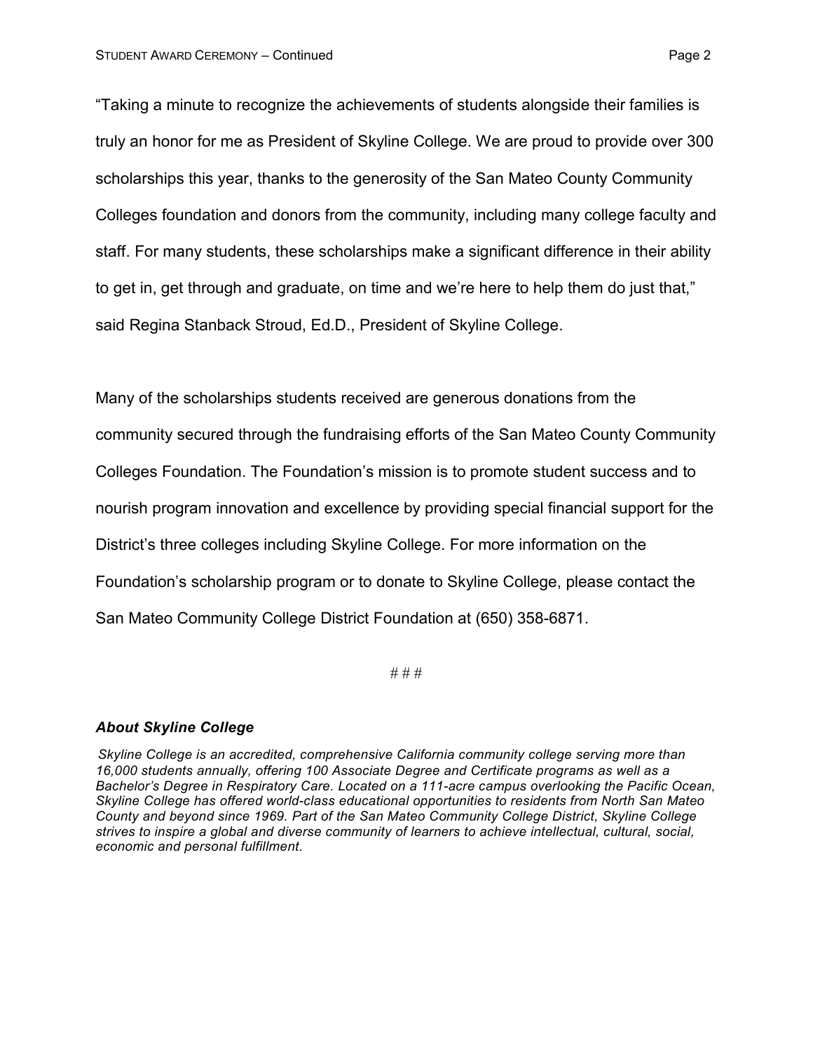"Taking a minute to recognize the achievements of students alongside their families is truly an honor for me as President of Skyline College. We are proud to provide over 300 scholarships this year, thanks to the generosity of the San Mateo County Community Colleges foundation and donors from the community, including many college faculty and staff. For many students, these scholarships make a significant difference in their ability to get in, get through and graduate, on time and we're here to help them do just that," said Regina Stanback Stroud, Ed.D., President of Skyline College.

Many of the scholarships students received are generous donations from the community secured through the fundraising efforts of the San Mateo County Community Colleges Foundation. The Foundation's mission is to promote student success and to nourish program innovation and excellence by providing special financial support for the District's three colleges including Skyline College. For more information on the Foundation's scholarship program or to donate to Skyline College, please contact the San Mateo Community College District Foundation at (650) 358-6871.

# # #

***About Skyline College***

*Skyline College is an accredited, comprehensive California community college serving more than 16,000 students annually, offering 100 Associate Degree and Certificate programs as well as a Bachelor's Degree in Respiratory Care. Located on a 111-acre campus overlooking the Pacific Ocean, Skyline College has offered world-class educational opportunities to residents from North San Mateo County and beyond since 1969. Part of the San Mateo Community College District, Skyline College strives to inspire a global and diverse community of learners to achieve intellectual, cultural, social, economic and personal fulfillment.*